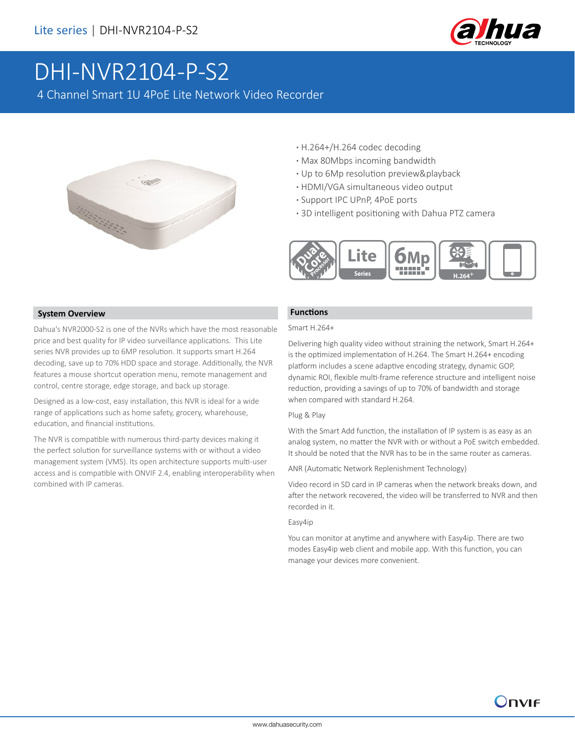Lite series | DHI-NVR2104-P-S2

# DHI-NVR2104-P-S2

4 Channel Smart 1U 4PoE Lite Network Video Recorder

- H.264+/H.264 codec decoding
- Max 80Mbps incoming bandwidth
- Up to 6Mp resolution preview&playback
- HDMI/VGA simultaneous video output
- Support IPC UPnP, 4PoE ports
- 3D intelligent positioning with Dahua PTZ camera

## System Overview

Dahua's NVR2000-S2 is one of the NVRs which have the most reasonable price and best quality for IP video surveillance applications. This Lite series NVR provides up to 6MP resolution. It supports smart H.264 decoding, save up to 70% HDD space and storage. Additionally, the NVR features a mouse shortcut operation menu, remote management and control, centre storage, edge storage, and back up storage.

Designed as a low-cost, easy installation, this NVR is ideal for a wide range of applications such as home safety, grocery, wharehouse, education, and financial institutions.

The NVR is compatible with numerous third-party devices making it the perfect solution for surveillance systems with or without a video management system (VMS). Its open architecture supports multi-user access and is compatible with ONVIF 2.4, enabling interoperability when combined with IP cameras.

## Functions

Smart H.264+

Delivering high quality video without straining the network, Smart H.264+ is the optimized implementation of H.264. The Smart H.264+ encoding platform includes a scene adaptive encoding strategy, dynamic GOP, dynamic ROI, flexible multi-frame reference structure and intelligent noise reduction, providing a savings of up to 70% of bandwidth and storage when compared with standard H.264.

Plug & Play

With the Smart Add function, the installation of IP system is as easy as an analog system, no matter the NVR with or without a PoE switch embedded. It should be noted that the NVR has to be in the same router as cameras.

ANR (Automatic Network Replenishment Technology)

Video record in SD card in IP cameras when the network breaks down, and after the network recovered, the video will be transferred to NVR and then recorded in it.

Easy4ip

You can monitor at anytime and anywhere with Easy4ip. There are two modes Easy4ip web client and mobile app. With this function, you can manage your devices more convenient.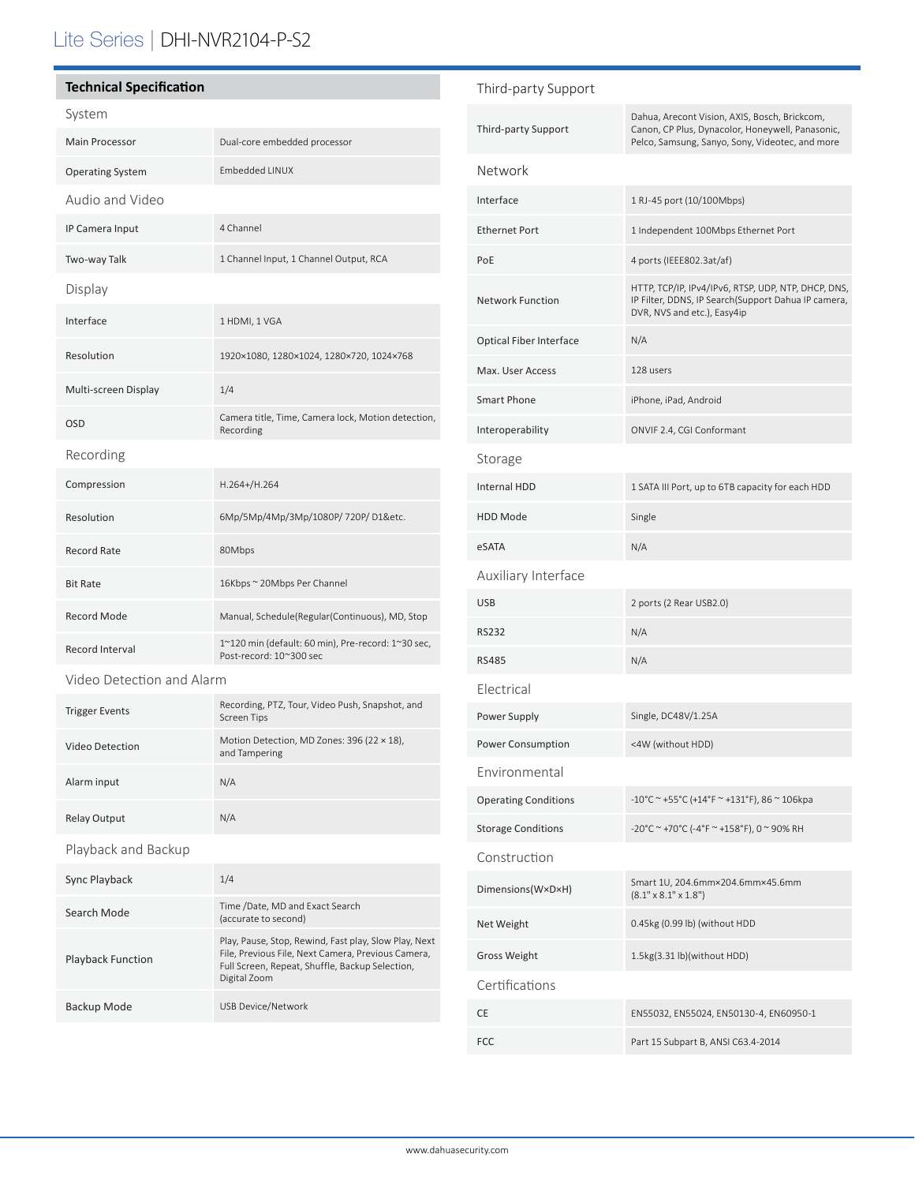# Lite Series | DHI-NVR2104-P-S2

## Technical Specification

### System

| | |
|---|---|
| Main Processor | Dual-core embedded processor |
| Operating System | Embedded LINUX |

### Audio and Video

| | |
|---|---|
| IP Camera Input | 4 Channel |
| Two-way Talk | 1 Channel Input, 1 Channel Output, RCA |

### Display

| | |
|---|---|
| Interface | 1 HDMI, 1 VGA |
| Resolution | 1920×1080, 1280×1024, 1280×720, 1024×768 |
| Multi-screen Display | 1/4 |
| OSD | Camera title, Time, Camera lock, Motion detection, Recording |

### Recording

| | |
|---|---|
| Compression | H.264+/H.264 |
| Resolution | 6Mp/5Mp/4Mp/3Mp/1080P/ 720P/ D1&etc. |
| Record Rate | 80Mbps |
| Bit Rate | 16Kbps ~ 20Mbps Per Channel |
| Record Mode | Manual, Schedule(Regular(Continuous), MD, Stop |
| Record Interval | 1~120 min (default: 60 min), Pre-record: 1~30 sec, Post-record: 10~300 sec |

### Video Detection and Alarm

| | |
|---|---|
| Trigger Events | Recording, PTZ, Tour, Video Push, Snapshot, and Screen Tips |
| Video Detection | Motion Detection, MD Zones: 396 (22 × 18), and Tampering |
| Alarm input | N/A |
| Relay Output | N/A |

### Playback and Backup

| | |
|---|---|
| Sync Playback | 1/4 |
| Search Mode | Time /Date, MD and Exact Search (accurate to second) |
| Playback Function | Play, Pause, Stop, Rewind, Fast play, Slow Play, Next File, Previous File, Next Camera, Previous Camera, Full Screen, Repeat, Shuffle, Backup Selection, Digital Zoom |
| Backup Mode | USB Device/Network |

### Third-party Support

| | |
|---|---|
| Third-party Support | Dahua, Arecont Vision, AXIS, Bosch, Brickcom, Canon, CP Plus, Dynacolor, Honeywell, Panasonic, Pelco, Samsung, Sanyo, Sony, Videotec, and more |

### Network

| | |
|---|---|
| Interface | 1 RJ-45 port (10/100Mbps) |
| Ethernet Port | 1 Independent 100Mbps Ethernet Port |
| PoE | 4 ports (IEEE802.3at/af) |
| Network Function | HTTP, TCP/IP, IPv4/IPv6, RTSP, UDP, NTP, DHCP, DNS, IP Filter, DDNS, IP Search(Support Dahua IP camera, DVR, NVS and etc.), Easy4ip |
| Optical Fiber Interface | N/A |
| Max. User Access | 128 users |
| Smart Phone | iPhone, iPad, Android |
| Interoperability | ONVIF 2.4, CGI Conformant |

### Storage

| | |
|---|---|
| Internal HDD | 1 SATA III Port, up to 6TB capacity for each HDD |
| HDD Mode | Single |
| eSATA | N/A |

### Auxiliary Interface

| | |
|---|---|
| USB | 2 ports (2 Rear USB2.0) |
| RS232 | N/A |
| RS485 | N/A |

### Electrical

| | |
|---|---|
| Power Supply | Single, DC48V/1.25A |
| Power Consumption | <4W (without HDD) |

### Environmental

| | |
|---|---|
| Operating Conditions | -10°C ~ +55°C (+14°F ~ +131°F), 86 ~ 106kpa |
| Storage Conditions | -20°C ~ +70°C (-4°F ~ +158°F), 0 ~ 90% RH |

### Construction

| | |
|---|---|
| Dimensions(W×D×H) | Smart 1U, 204.6mm×204.6mm×45.6mm (8.1" x 8.1" x 1.8") |
| Net Weight | 0.45kg (0.99 lb) (without HDD |
| Gross Weight | 1.5kg(3.31 lb)(without HDD) |

### Certifications

| | |
|---|---|
| CE | EN55032, EN55024, EN50130-4, EN60950-1 |
| FCC | Part 15 Subpart B, ANSI C63.4-2014 |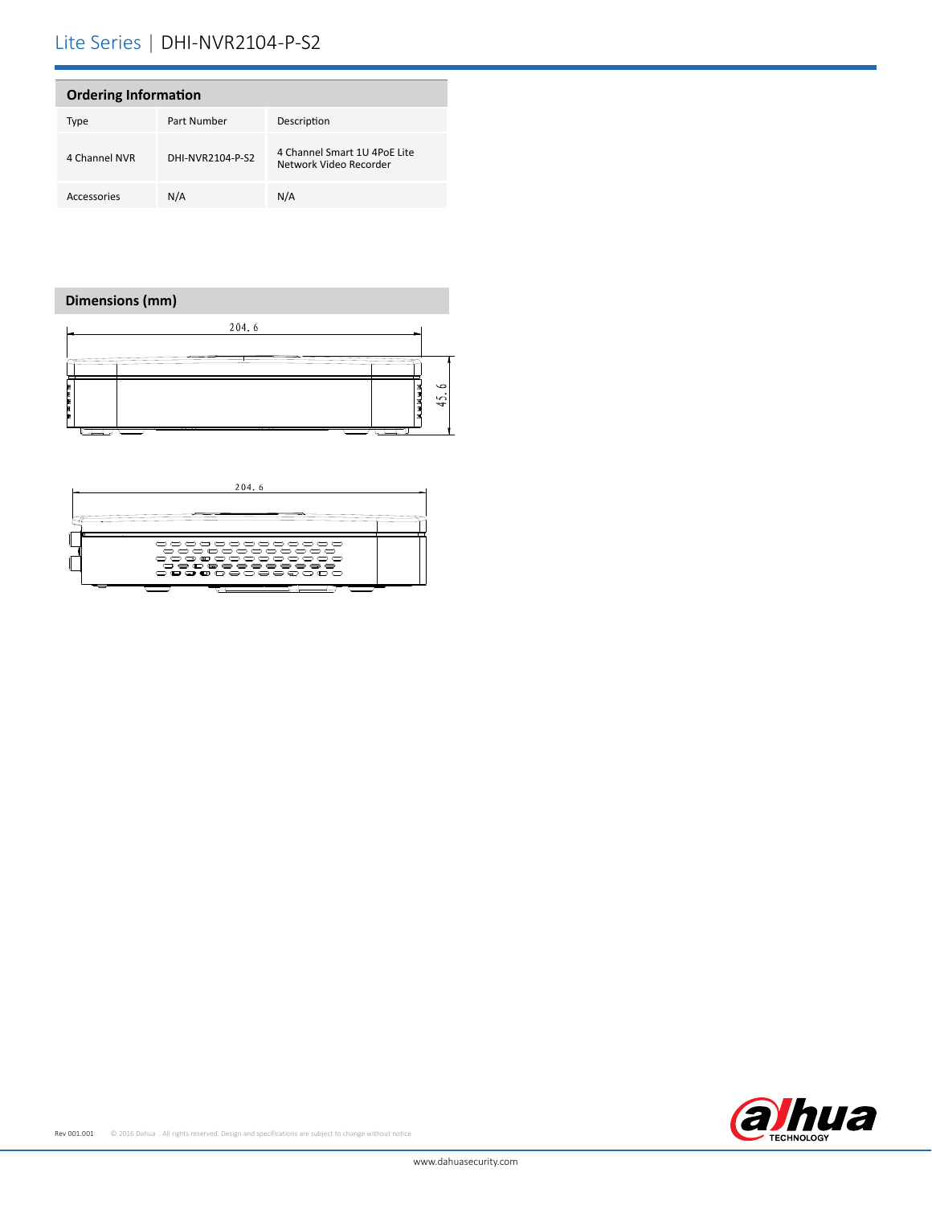## Ordering Information

| Type | Part Number | Description |
|---|---|---|
| 4 Channel NVR | DHI-NVR2104-P-S2 | 4 Channel Smart 1U 4PoE Lite Network Video Recorder |
| Accessories | N/A | N/A |

## Dimensions (mm)

204.6

45.6

204.6

Rev 001.001 © 2016 Dahua . All rights reserved. Design and specifications are subject to change without notice

www.dahuasecurity.com